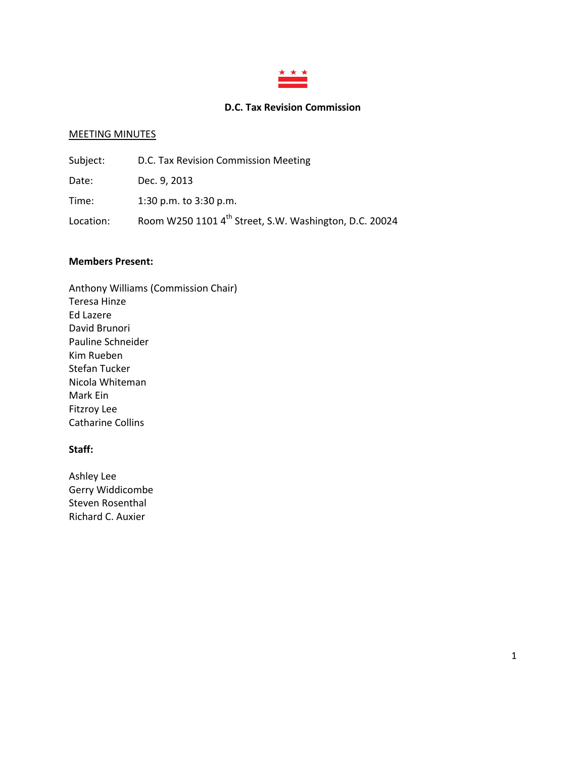# D.C. Tax Revision Commission

MEETING MINUTES

Subject: D.C. Tax Revision Commission Meeting

Date: Dec. 9, 2013

Time: 1:30 p.m. to 3:30 p.m.

Location: Room W250 1101 4th Street, S.W. Washington, D.C. 20024

**Members Present:**

Anthony Williams (Commission Chair)
Teresa Hinze
Ed Lazere
David Brunori
Pauline Schneider
Kim Rueben
Stefan Tucker
Nicola Whiteman
Mark Ein
Fitzroy Lee
Catharine Collins

**Staff:**

Ashley Lee
Gerry Widdicombe
Steven Rosenthal
Richard C. Auxier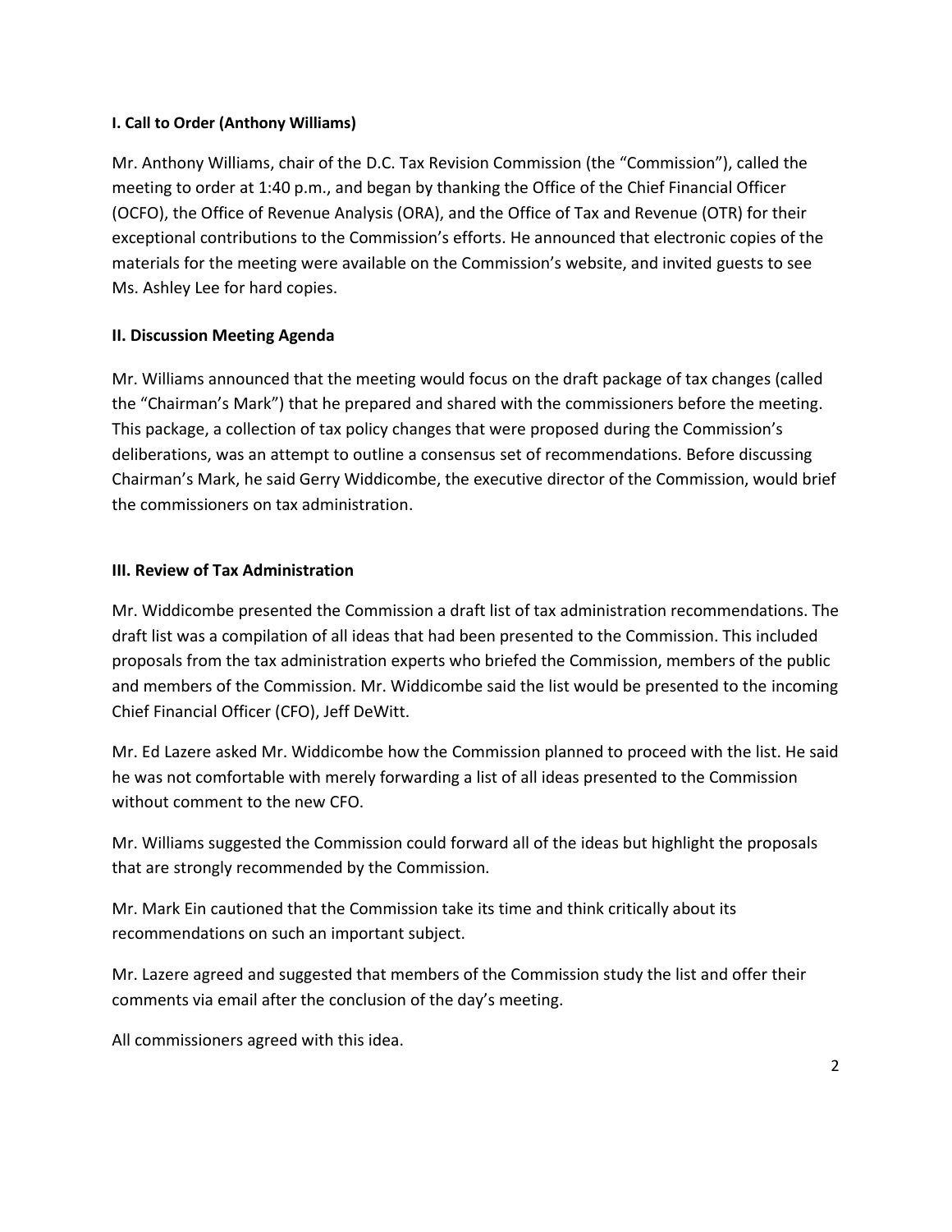**I. Call to Order (Anthony Williams)**

Mr. Anthony Williams, chair of the D.C. Tax Revision Commission (the "Commission"), called the meeting to order at 1:40 p.m., and began by thanking the Office of the Chief Financial Officer (OCFO), the Office of Revenue Analysis (ORA), and the Office of Tax and Revenue (OTR) for their exceptional contributions to the Commission's efforts. He announced that electronic copies of the materials for the meeting were available on the Commission's website, and invited guests to see Ms. Ashley Lee for hard copies.

**II. Discussion Meeting Agenda**

Mr. Williams announced that the meeting would focus on the draft package of tax changes (called the "Chairman's Mark") that he prepared and shared with the commissioners before the meeting. This package, a collection of tax policy changes that were proposed during the Commission's deliberations, was an attempt to outline a consensus set of recommendations. Before discussing Chairman's Mark, he said Gerry Widdicombe, the executive director of the Commission, would brief the commissioners on tax administration.

**III. Review of Tax Administration**

Mr. Widdicombe presented the Commission a draft list of tax administration recommendations. The draft list was a compilation of all ideas that had been presented to the Commission. This included proposals from the tax administration experts who briefed the Commission, members of the public and members of the Commission. Mr. Widdicombe said the list would be presented to the incoming Chief Financial Officer (CFO), Jeff DeWitt.

Mr. Ed Lazere asked Mr. Widdicombe how the Commission planned to proceed with the list. He said he was not comfortable with merely forwarding a list of all ideas presented to the Commission without comment to the new CFO.

Mr. Williams suggested the Commission could forward all of the ideas but highlight the proposals that are strongly recommended by the Commission.

Mr. Mark Ein cautioned that the Commission take its time and think critically about its recommendations on such an important subject.

Mr. Lazere agreed and suggested that members of the Commission study the list and offer their comments via email after the conclusion of the day's meeting.

All commissioners agreed with this idea.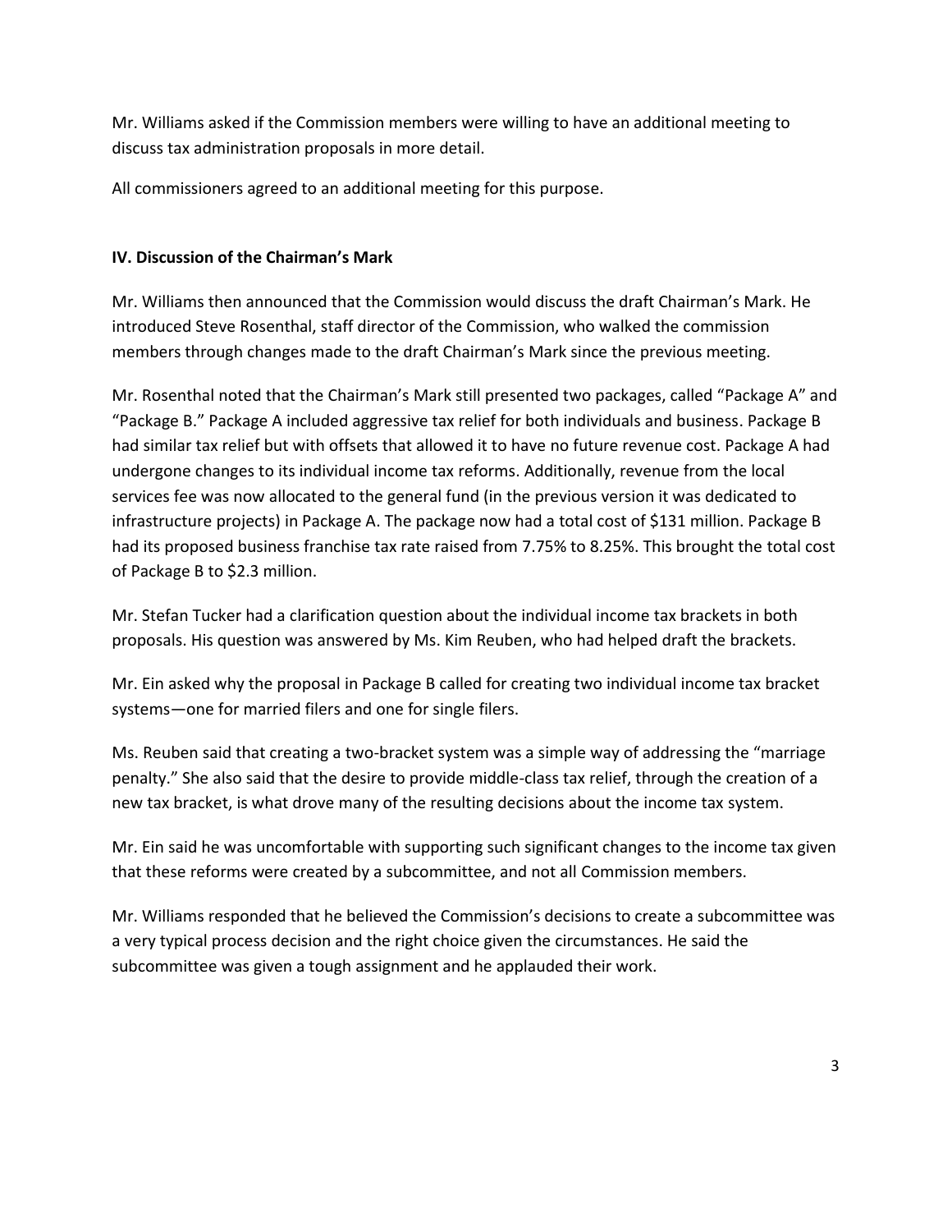Mr. Williams asked if the Commission members were willing to have an additional meeting to discuss tax administration proposals in more detail.

All commissioners agreed to an additional meeting for this purpose.

**IV. Discussion of the Chairman's Mark**

Mr. Williams then announced that the Commission would discuss the draft Chairman's Mark. He introduced Steve Rosenthal, staff director of the Commission, who walked the commission members through changes made to the draft Chairman's Mark since the previous meeting.

Mr. Rosenthal noted that the Chairman's Mark still presented two packages, called "Package A" and "Package B." Package A included aggressive tax relief for both individuals and business. Package B had similar tax relief but with offsets that allowed it to have no future revenue cost. Package A had undergone changes to its individual income tax reforms. Additionally, revenue from the local services fee was now allocated to the general fund (in the previous version it was dedicated to infrastructure projects) in Package A. The package now had a total cost of $131 million. Package B had its proposed business franchise tax rate raised from 7.75% to 8.25%. This brought the total cost of Package B to $2.3 million.

Mr. Stefan Tucker had a clarification question about the individual income tax brackets in both proposals. His question was answered by Ms. Kim Reuben, who had helped draft the brackets.

Mr. Ein asked why the proposal in Package B called for creating two individual income tax bracket systems—one for married filers and one for single filers.

Ms. Reuben said that creating a two-bracket system was a simple way of addressing the "marriage penalty." She also said that the desire to provide middle-class tax relief, through the creation of a new tax bracket, is what drove many of the resulting decisions about the income tax system.

Mr. Ein said he was uncomfortable with supporting such significant changes to the income tax given that these reforms were created by a subcommittee, and not all Commission members.

Mr. Williams responded that he believed the Commission's decisions to create a subcommittee was a very typical process decision and the right choice given the circumstances. He said the subcommittee was given a tough assignment and he applauded their work.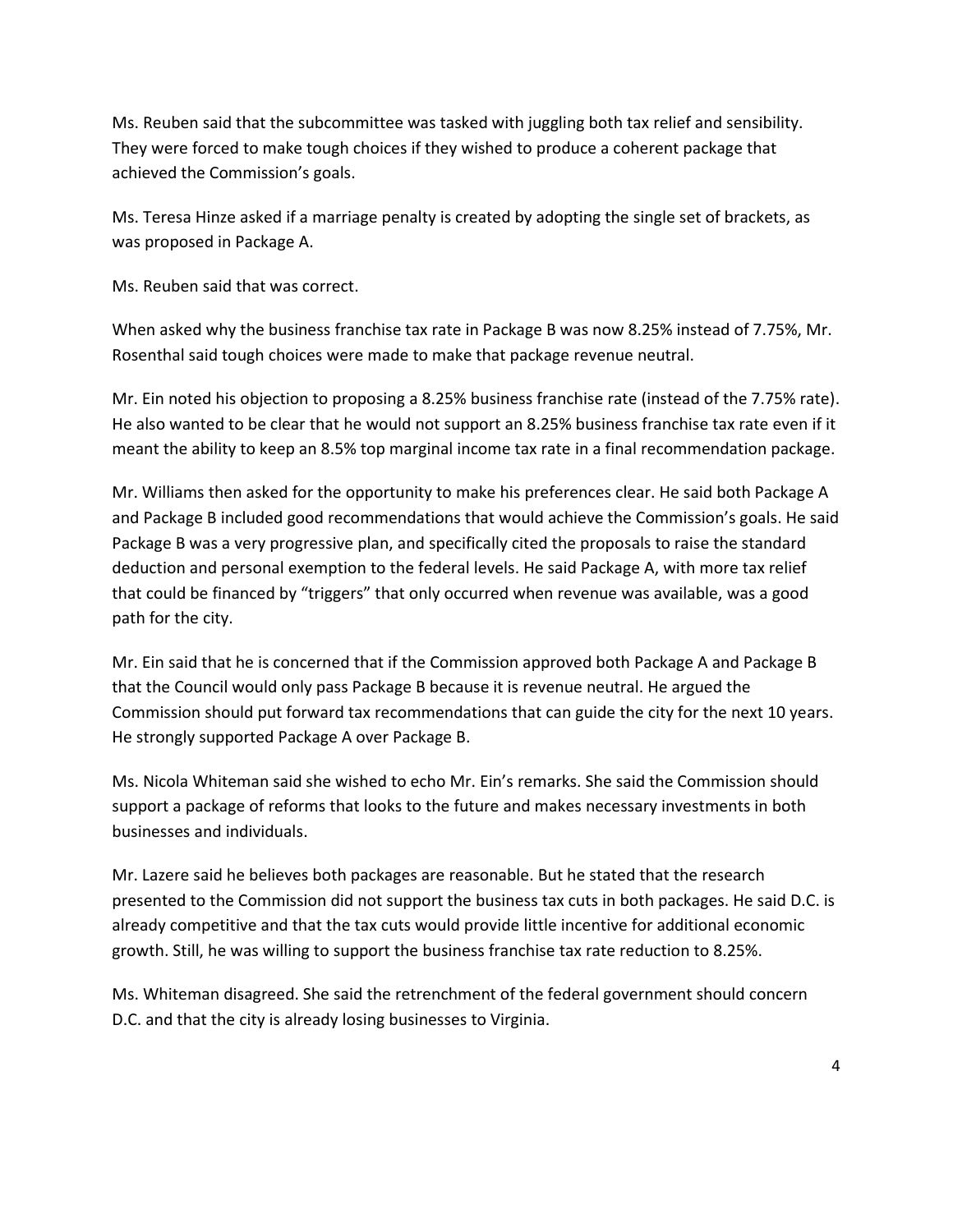Ms. Reuben said that the subcommittee was tasked with juggling both tax relief and sensibility. They were forced to make tough choices if they wished to produce a coherent package that achieved the Commission's goals.

Ms. Teresa Hinze asked if a marriage penalty is created by adopting the single set of brackets, as was proposed in Package A.

Ms. Reuben said that was correct.

When asked why the business franchise tax rate in Package B was now 8.25% instead of 7.75%, Mr. Rosenthal said tough choices were made to make that package revenue neutral.

Mr. Ein noted his objection to proposing a 8.25% business franchise rate (instead of the 7.75% rate). He also wanted to be clear that he would not support an 8.25% business franchise tax rate even if it meant the ability to keep an 8.5% top marginal income tax rate in a final recommendation package.

Mr. Williams then asked for the opportunity to make his preferences clear. He said both Package A and Package B included good recommendations that would achieve the Commission's goals. He said Package B was a very progressive plan, and specifically cited the proposals to raise the standard deduction and personal exemption to the federal levels. He said Package A, with more tax relief that could be financed by "triggers" that only occurred when revenue was available, was a good path for the city.

Mr. Ein said that he is concerned that if the Commission approved both Package A and Package B that the Council would only pass Package B because it is revenue neutral. He argued the Commission should put forward tax recommendations that can guide the city for the next 10 years. He strongly supported Package A over Package B.

Ms. Nicola Whiteman said she wished to echo Mr. Ein's remarks. She said the Commission should support a package of reforms that looks to the future and makes necessary investments in both businesses and individuals.

Mr. Lazere said he believes both packages are reasonable. But he stated that the research presented to the Commission did not support the business tax cuts in both packages. He said D.C. is already competitive and that the tax cuts would provide little incentive for additional economic growth. Still, he was willing to support the business franchise tax rate reduction to 8.25%.

Ms. Whiteman disagreed. She said the retrenchment of the federal government should concern D.C. and that the city is already losing businesses to Virginia.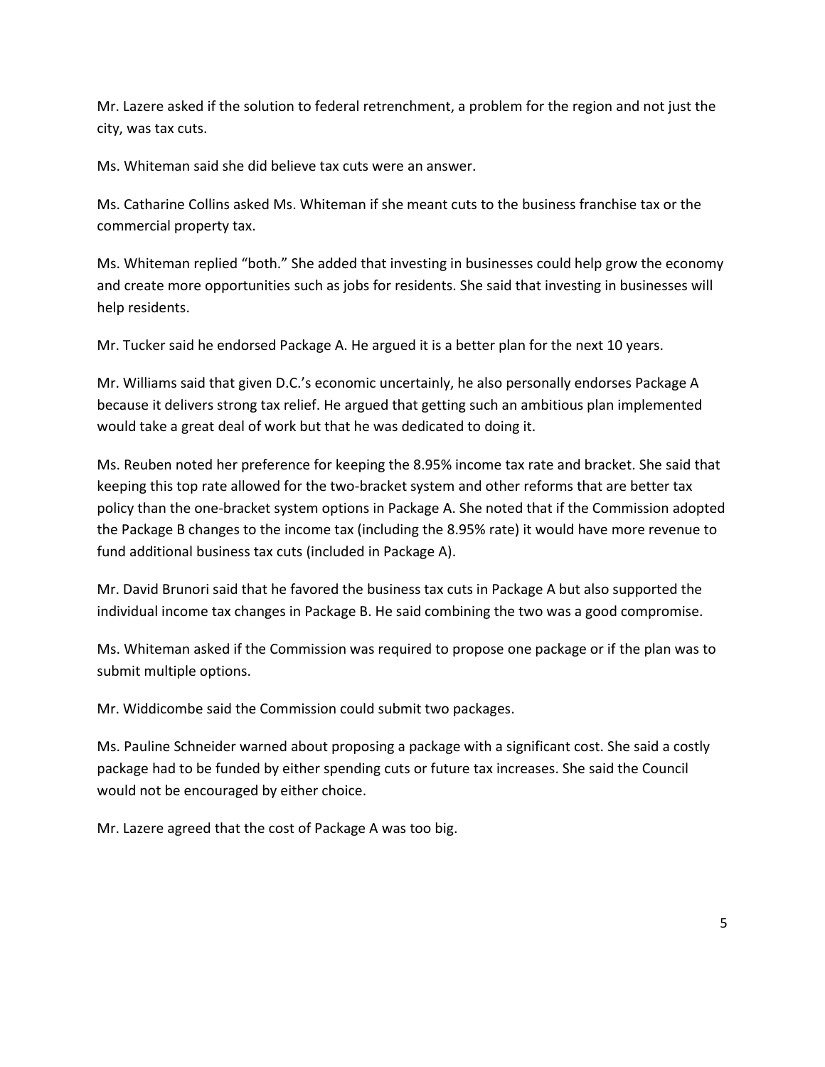Mr. Lazere asked if the solution to federal retrenchment, a problem for the region and not just the city, was tax cuts.

Ms. Whiteman said she did believe tax cuts were an answer.

Ms. Catharine Collins asked Ms. Whiteman if she meant cuts to the business franchise tax or the commercial property tax.

Ms. Whiteman replied "both." She added that investing in businesses could help grow the economy and create more opportunities such as jobs for residents. She said that investing in businesses will help residents.

Mr. Tucker said he endorsed Package A. He argued it is a better plan for the next 10 years.

Mr. Williams said that given D.C.'s economic uncertainly, he also personally endorses Package A because it delivers strong tax relief. He argued that getting such an ambitious plan implemented would take a great deal of work but that he was dedicated to doing it.

Ms. Reuben noted her preference for keeping the 8.95% income tax rate and bracket. She said that keeping this top rate allowed for the two-bracket system and other reforms that are better tax policy than the one-bracket system options in Package A. She noted that if the Commission adopted the Package B changes to the income tax (including the 8.95% rate) it would have more revenue to fund additional business tax cuts (included in Package A).

Mr. David Brunori said that he favored the business tax cuts in Package A but also supported the individual income tax changes in Package B. He said combining the two was a good compromise.

Ms. Whiteman asked if the Commission was required to propose one package or if the plan was to submit multiple options.

Mr. Widdicombe said the Commission could submit two packages.

Ms. Pauline Schneider warned about proposing a package with a significant cost. She said a costly package had to be funded by either spending cuts or future tax increases. She said the Council would not be encouraged by either choice.

Mr. Lazere agreed that the cost of Package A was too big.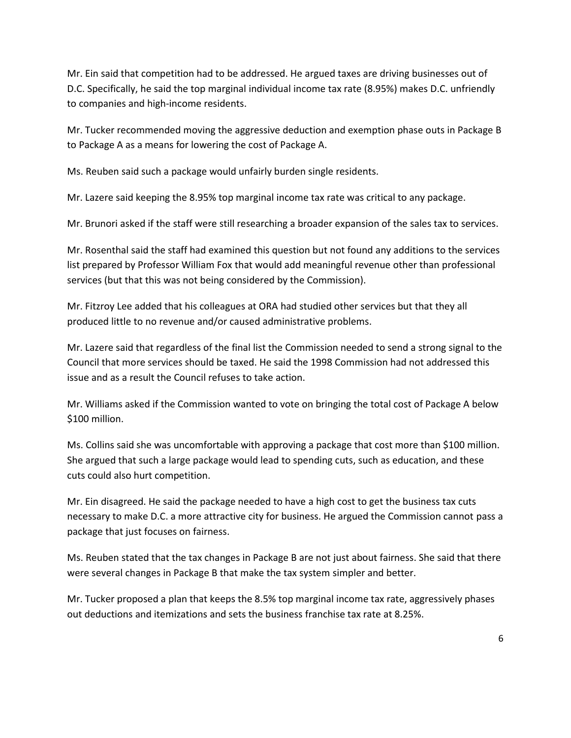Mr. Ein said that competition had to be addressed. He argued taxes are driving businesses out of D.C. Specifically, he said the top marginal individual income tax rate (8.95%) makes D.C. unfriendly to companies and high-income residents.

Mr. Tucker recommended moving the aggressive deduction and exemption phase outs in Package B to Package A as a means for lowering the cost of Package A.

Ms. Reuben said such a package would unfairly burden single residents.

Mr. Lazere said keeping the 8.95% top marginal income tax rate was critical to any package.

Mr. Brunori asked if the staff were still researching a broader expansion of the sales tax to services.

Mr. Rosenthal said the staff had examined this question but not found any additions to the services list prepared by Professor William Fox that would add meaningful revenue other than professional services (but that this was not being considered by the Commission).

Mr. Fitzroy Lee added that his colleagues at ORA had studied other services but that they all produced little to no revenue and/or caused administrative problems.

Mr. Lazere said that regardless of the final list the Commission needed to send a strong signal to the Council that more services should be taxed. He said the 1998 Commission had not addressed this issue and as a result the Council refuses to take action.

Mr. Williams asked if the Commission wanted to vote on bringing the total cost of Package A below $100 million.

Ms. Collins said she was uncomfortable with approving a package that cost more than $100 million. She argued that such a large package would lead to spending cuts, such as education, and these cuts could also hurt competition.

Mr. Ein disagreed. He said the package needed to have a high cost to get the business tax cuts necessary to make D.C. a more attractive city for business. He argued the Commission cannot pass a package that just focuses on fairness.

Ms. Reuben stated that the tax changes in Package B are not just about fairness. She said that there were several changes in Package B that make the tax system simpler and better.

Mr. Tucker proposed a plan that keeps the 8.5% top marginal income tax rate, aggressively phases out deductions and itemizations and sets the business franchise tax rate at 8.25%.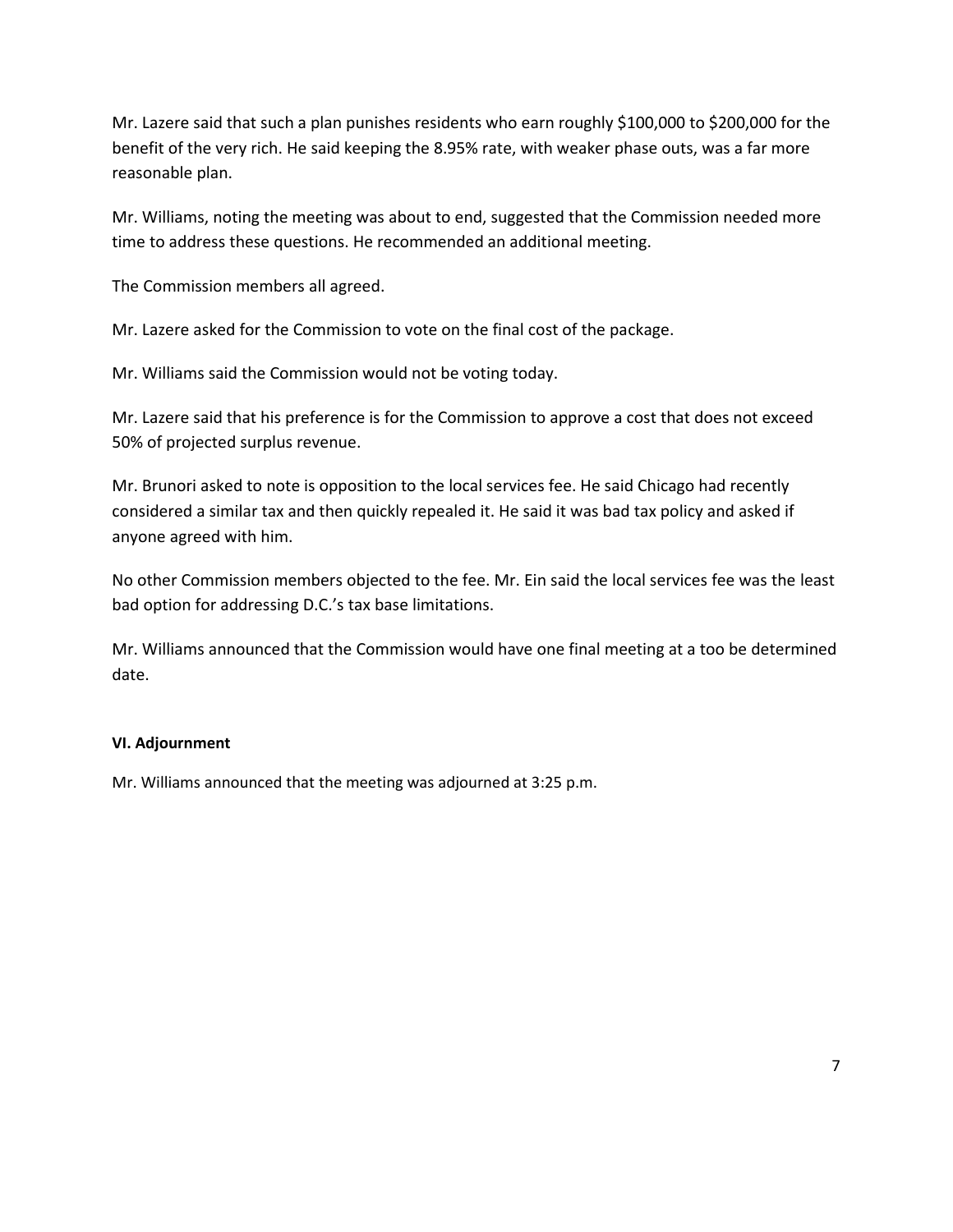Mr. Lazere said that such a plan punishes residents who earn roughly $100,000 to $200,000 for the benefit of the very rich. He said keeping the 8.95% rate, with weaker phase outs, was a far more reasonable plan.

Mr. Williams, noting the meeting was about to end, suggested that the Commission needed more time to address these questions. He recommended an additional meeting.

The Commission members all agreed.

Mr. Lazere asked for the Commission to vote on the final cost of the package.

Mr. Williams said the Commission would not be voting today.

Mr. Lazere said that his preference is for the Commission to approve a cost that does not exceed 50% of projected surplus revenue.

Mr. Brunori asked to note is opposition to the local services fee. He said Chicago had recently considered a similar tax and then quickly repealed it. He said it was bad tax policy and asked if anyone agreed with him.

No other Commission members objected to the fee. Mr. Ein said the local services fee was the least bad option for addressing D.C.'s tax base limitations.

Mr. Williams announced that the Commission would have one final meeting at a too be determined date.

### VI. Adjournment

Mr. Williams announced that the meeting was adjourned at 3:25 p.m.